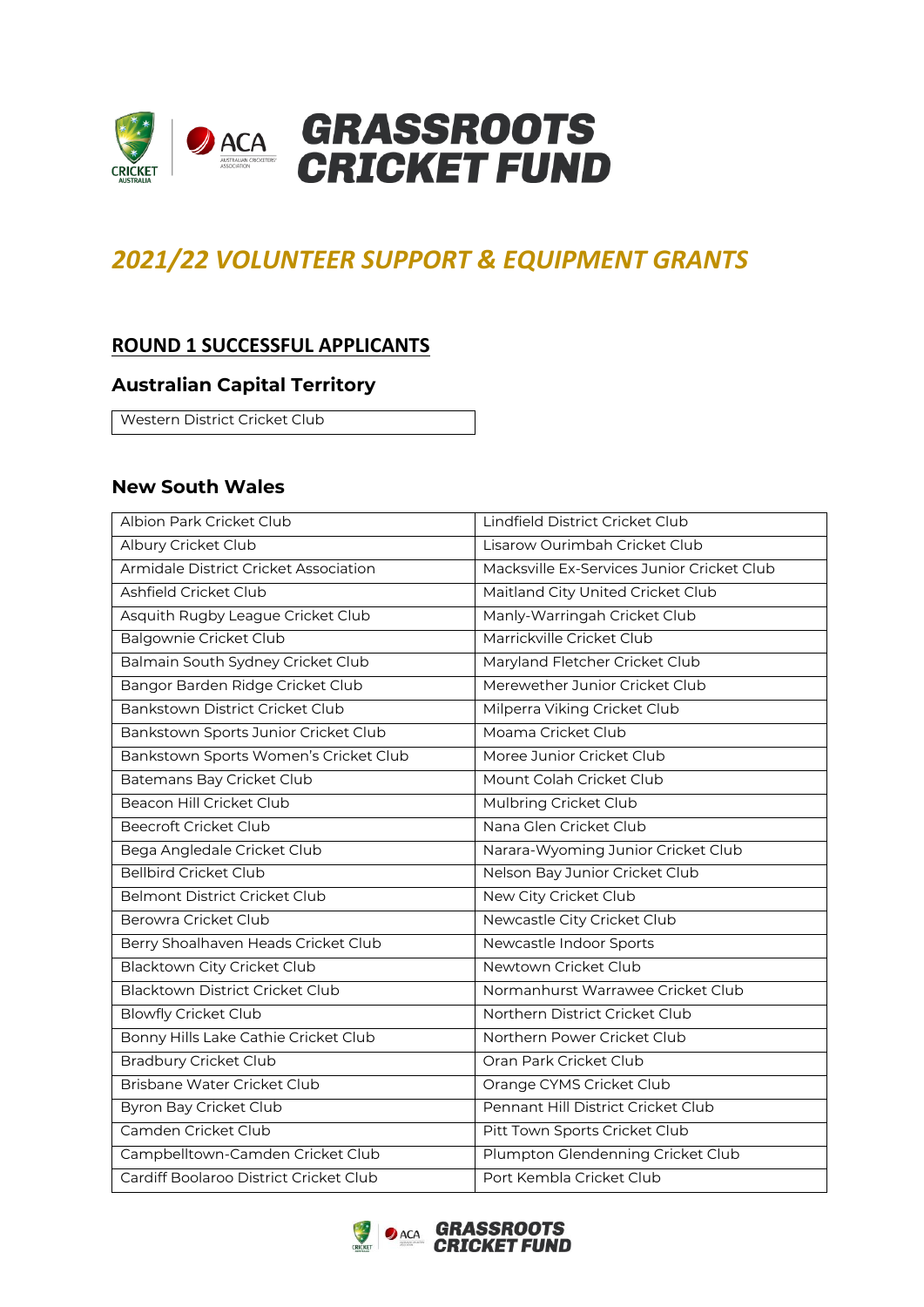# GRASSROOTS CRICKET FUND

## *2021/22 VOLUNTEER SUPPORT & EQUIPMENT GRANTS*

### ROUND 1 SUCCESSFUL APPLICANTS

### Australian Capital Territory

| Western District Cricket Club |
|---|

### New South Wales

| | |
|---|---|
| Albion Park Cricket Club | Lindfield District Cricket Club |
| Albury Cricket Club | Lisarow Ourimbah Cricket Club |
| Armidale District Cricket Association | Macksville Ex-Services Junior Cricket Club |
| Ashfield Cricket Club | Maitland City United Cricket Club |
| Asquith Rugby League Cricket Club | Manly-Warringah Cricket Club |
| Balgownie Cricket Club | Marrickville Cricket Club |
| Balmain South Sydney Cricket Club | Maryland Fletcher Cricket Club |
| Bangor Barden Ridge Cricket Club | Merewether Junior Cricket Club |
| Bankstown District Cricket Club | Milperra Viking Cricket Club |
| Bankstown Sports Junior Cricket Club | Moama Cricket Club |
| Bankstown Sports Women's Cricket Club | Moree Junior Cricket Club |
| Batemans Bay Cricket Club | Mount Colah Cricket Club |
| Beacon Hill Cricket Club | Mulbring Cricket Club |
| Beecroft Cricket Club | Nana Glen Cricket Club |
| Bega Angledale Cricket Club | Narara-Wyoming Junior Cricket Club |
| Bellbird Cricket Club | Nelson Bay Junior Cricket Club |
| Belmont District Cricket Club | New City Cricket Club |
| Berowra Cricket Club | Newcastle City Cricket Club |
| Berry Shoalhaven Heads Cricket Club | Newcastle Indoor Sports |
| Blacktown City Cricket Club | Newtown Cricket Club |
| Blacktown District Cricket Club | Normanhurst Warrawee Cricket Club |
| Blowfly Cricket Club | Northern District Cricket Club |
| Bonny Hills Lake Cathie Cricket Club | Northern Power Cricket Club |
| Bradbury Cricket Club | Oran Park Cricket Club |
| Brisbane Water Cricket Club | Orange CYMS Cricket Club |
| Byron Bay Cricket Club | Pennant Hill District Cricket Club |
| Camden Cricket Club | Pitt Town Sports Cricket Club |
| Campbelltown-Camden Cricket Club | Plumpton Glendenning Cricket Club |
| Cardiff Boolaroo District Cricket Club | Port Kembla Cricket Club |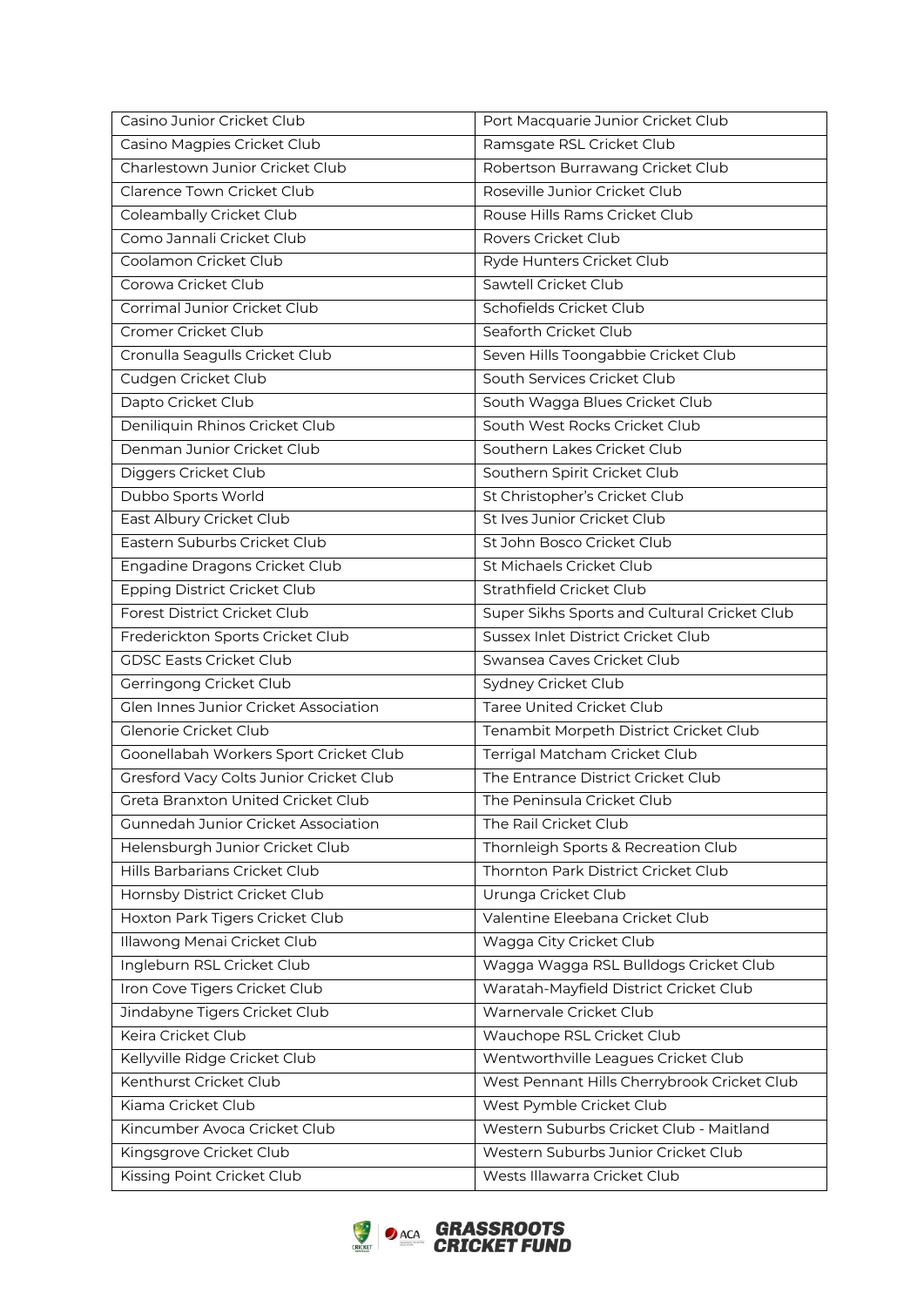| | |
|---|---|
| Casino Junior Cricket Club | Port Macquarie Junior Cricket Club |
| Casino Magpies Cricket Club | Ramsgate RSL Cricket Club |
| Charlestown Junior Cricket Club | Robertson Burrawang Cricket Club |
| Clarence Town Cricket Club | Roseville Junior Cricket Club |
| Coleambally Cricket Club | Rouse Hills Rams Cricket Club |
| Como Jannali Cricket Club | Rovers Cricket Club |
| Coolamon Cricket Club | Ryde Hunters Cricket Club |
| Corowa Cricket Club | Sawtell Cricket Club |
| Corrimal Junior Cricket Club | Schofields Cricket Club |
| Cromer Cricket Club | Seaforth Cricket Club |
| Cronulla Seagulls Cricket Club | Seven Hills Toongabbie Cricket Club |
| Cudgen Cricket Club | South Services Cricket Club |
| Dapto Cricket Club | South Wagga Blues Cricket Club |
| Deniliquin Rhinos Cricket Club | South West Rocks Cricket Club |
| Denman Junior Cricket Club | Southern Lakes Cricket Club |
| Diggers Cricket Club | Southern Spirit Cricket Club |
| Dubbo Sports World | St Christopher's Cricket Club |
| East Albury Cricket Club | St Ives Junior Cricket Club |
| Eastern Suburbs Cricket Club | St John Bosco Cricket Club |
| Engadine Dragons Cricket Club | St Michaels Cricket Club |
| Epping District Cricket Club | Strathfield Cricket Club |
| Forest District Cricket Club | Super Sikhs Sports and Cultural Cricket Club |
| Frederickton Sports Cricket Club | Sussex Inlet District Cricket Club |
| GDSC Easts Cricket Club | Swansea Caves Cricket Club |
| Gerringong Cricket Club | Sydney Cricket Club |
| Glen Innes Junior Cricket Association | Taree United Cricket Club |
| Glenorie Cricket Club | Tenambit Morpeth District Cricket Club |
| Goonellabah Workers Sport Cricket Club | Terrigal Matcham Cricket Club |
| Gresford Vacy Colts Junior Cricket Club | The Entrance District Cricket Club |
| Greta Branxton United Cricket Club | The Peninsula Cricket Club |
| Gunnedah Junior Cricket Association | The Rail Cricket Club |
| Helensburgh Junior Cricket Club | Thornleigh Sports & Recreation Club |
| Hills Barbarians Cricket Club | Thornton Park District Cricket Club |
| Hornsby District Cricket Club | Urunga Cricket Club |
| Hoxton Park Tigers Cricket Club | Valentine Eleebana Cricket Club |
| Illawong Menai Cricket Club | Wagga City Cricket Club |
| Ingleburn RSL Cricket Club | Wagga Wagga RSL Bulldogs Cricket Club |
| Iron Cove Tigers Cricket Club | Waratah-Mayfield District Cricket Club |
| Jindabyne Tigers Cricket Club | Warnervale Cricket Club |
| Keira Cricket Club | Wauchope RSL Cricket Club |
| Kellyville Ridge Cricket Club | Wentworthville Leagues Cricket Club |
| Kenthurst Cricket Club | West Pennant Hills Cherrybrook Cricket Club |
| Kiama Cricket Club | West Pymble Cricket Club |
| Kincumber Avoca Cricket Club | Western Suburbs Cricket Club - Maitland |
| Kingsgrove Cricket Club | Western Suburbs Junior Cricket Club |
| Kissing Point Cricket Club | Wests Illawarra Cricket Club |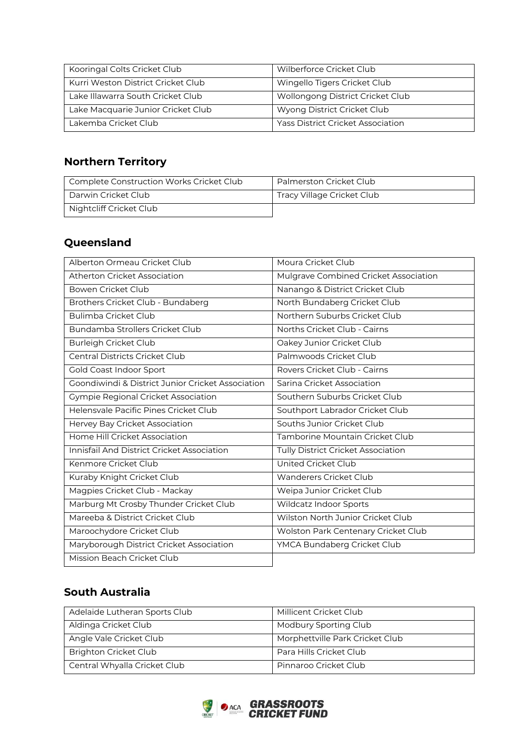| Kooringal Colts Cricket Club | Wilberforce Cricket Club |
|---|---|
| Kurri Weston District Cricket Club | Wingello Tigers Cricket Club |
| Lake Illawarra South Cricket Club | Wollongong District Cricket Club |
| Lake Macquarie Junior Cricket Club | Wyong District Cricket Club |
| Lakemba Cricket Club | Yass District Cricket Association |

## Northern Territory

| Complete Construction Works Cricket Club | Palmerston Cricket Club |
|---|---|
| Darwin Cricket Club | Tracy Village Cricket Club |
| Nightcliff Cricket Club | |

## Queensland

| Alberton Ormeau Cricket Club | Moura Cricket Club |
|---|---|
| Atherton Cricket Association | Mulgrave Combined Cricket Association |
| Bowen Cricket Club | Nanango & District Cricket Club |
| Brothers Cricket Club - Bundaberg | North Bundaberg Cricket Club |
| Bulimba Cricket Club | Northern Suburbs Cricket Club |
| Bundamba Strollers Cricket Club | Norths Cricket Club - Cairns |
| Burleigh Cricket Club | Oakey Junior Cricket Club |
| Central Districts Cricket Club | Palmwoods Cricket Club |
| Gold Coast Indoor Sport | Rovers Cricket Club - Cairns |
| Goondiwindi & District Junior Cricket Association | Sarina Cricket Association |
| Gympie Regional Cricket Association | Southern Suburbs Cricket Club |
| Helensvale Pacific Pines Cricket Club | Southport Labrador Cricket Club |
| Hervey Bay Cricket Association | Souths Junior Cricket Club |
| Home Hill Cricket Association | Tamborine Mountain Cricket Club |
| Innisfail And District Cricket Association | Tully District Cricket Association |
| Kenmore Cricket Club | United Cricket Club |
| Kuraby Knight Cricket Club | Wanderers Cricket Club |
| Magpies Cricket Club - Mackay | Weipa Junior Cricket Club |
| Marburg Mt Crosby Thunder Cricket Club | Wildcatz Indoor Sports |
| Mareeba & District Cricket Club | Wilston North Junior Cricket Club |
| Maroochydore Cricket Club | Wolston Park Centenary Cricket Club |
| Maryborough District Cricket Association | YMCA Bundaberg Cricket Club |
| Mission Beach Cricket Club | |

## South Australia

| Adelaide Lutheran Sports Club | Millicent Cricket Club |
|---|---|
| Aldinga Cricket Club | Modbury Sporting Club |
| Angle Vale Cricket Club | Morphettville Park Cricket Club |
| Brighton Cricket Club | Para Hills Cricket Club |
| Central Whyalla Cricket Club | Pinnaroo Cricket Club |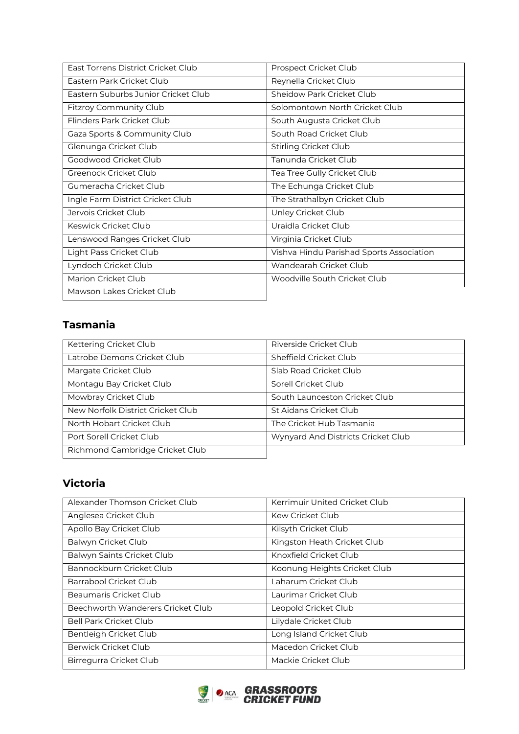| East Torrens District Cricket Club | Prospect Cricket Club |
|---|---|
| Eastern Park Cricket Club | Reynella Cricket Club |
| Eastern Suburbs Junior Cricket Club | Sheidow Park Cricket Club |
| Fitzroy Community Club | Solomontown North Cricket Club |
| Flinders Park Cricket Club | South Augusta Cricket Club |
| Gaza Sports & Community Club | South Road Cricket Club |
| Glenunga Cricket Club | Stirling Cricket Club |
| Goodwood Cricket Club | Tanunda Cricket Club |
| Greenock Cricket Club | Tea Tree Gully Cricket Club |
| Gumeracha Cricket Club | The Echunga Cricket Club |
| Ingle Farm District Cricket Club | The Strathalbyn Cricket Club |
| Jervois Cricket Club | Unley Cricket Club |
| Keswick Cricket Club | Uraidla Cricket Club |
| Lenswood Ranges Cricket Club | Virginia Cricket Club |
| Light Pass Cricket Club | Vishva Hindu Parishad Sports Association |
| Lyndoch Cricket Club | Wandearah Cricket Club |
| Marion Cricket Club | Woodville South Cricket Club |
| Mawson Lakes Cricket Club | |

## Tasmania

| Kettering Cricket Club | Riverside Cricket Club |
|---|---|
| Latrobe Demons Cricket Club | Sheffield Cricket Club |
| Margate Cricket Club | Slab Road Cricket Club |
| Montagu Bay Cricket Club | Sorell Cricket Club |
| Mowbray Cricket Club | South Launceston Cricket Club |
| New Norfolk District Cricket Club | St Aidans Cricket Club |
| North Hobart Cricket Club | The Cricket Hub Tasmania |
| Port Sorell Cricket Club | Wynyard And Districts Cricket Club |
| Richmond Cambridge Cricket Club | |

## Victoria

| Alexander Thomson Cricket Club | Kerrimuir United Cricket Club |
|---|---|
| Anglesea Cricket Club | Kew Cricket Club |
| Apollo Bay Cricket Club | Kilsyth Cricket Club |
| Balwyn Cricket Club | Kingston Heath Cricket Club |
| Balwyn Saints Cricket Club | Knoxfield Cricket Club |
| Bannockburn Cricket Club | Koonung Heights Cricket Club |
| Barrabool Cricket Club | Laharum Cricket Club |
| Beaumaris Cricket Club | Laurimar Cricket Club |
| Beechworth Wanderers Cricket Club | Leopold Cricket Club |
| Bell Park Cricket Club | Lilydale Cricket Club |
| Bentleigh Cricket Club | Long Island Cricket Club |
| Berwick Cricket Club | Macedon Cricket Club |
| Birregurra Cricket Club | Mackie Cricket Club |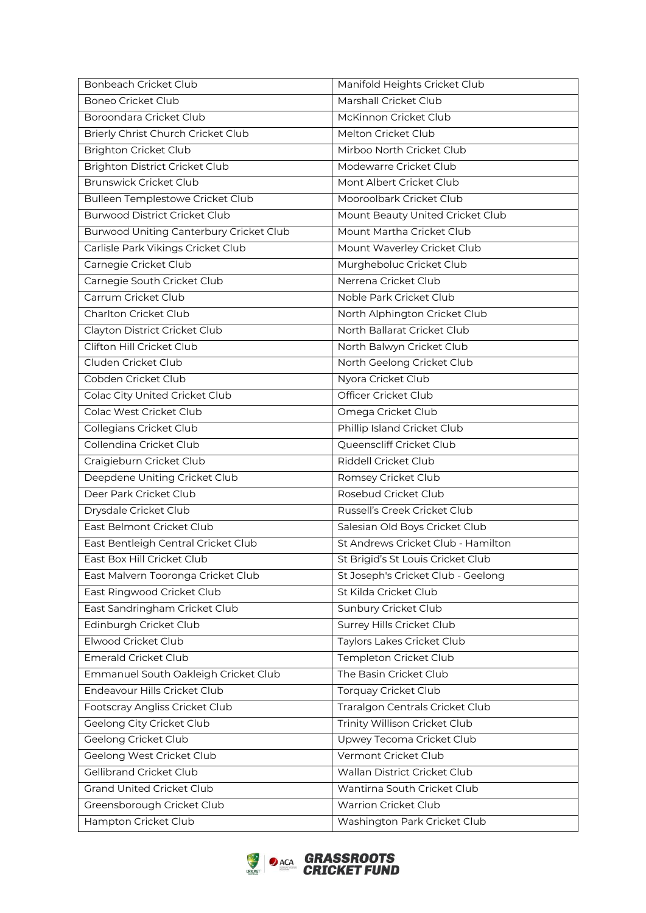| Bonbeach Cricket Club | Manifold Heights Cricket Club |
|---|---|
| Boneo Cricket Club | Marshall Cricket Club |
| Boroondara Cricket Club | McKinnon Cricket Club |
| Brierly Christ Church Cricket Club | Melton Cricket Club |
| Brighton Cricket Club | Mirboo North Cricket Club |
| Brighton District Cricket Club | Modewarre Cricket Club |
| Brunswick Cricket Club | Mont Albert Cricket Club |
| Bulleen Templestowe Cricket Club | Mooroolbark Cricket Club |
| Burwood District Cricket Club | Mount Beauty United Cricket Club |
| Burwood Uniting Canterbury Cricket Club | Mount Martha Cricket Club |
| Carlisle Park Vikings Cricket Club | Mount Waverley Cricket Club |
| Carnegie Cricket Club | Murgheboluc Cricket Club |
| Carnegie South Cricket Club | Nerrena Cricket Club |
| Carrum Cricket Club | Noble Park Cricket Club |
| Charlton Cricket Club | North Alphington Cricket Club |
| Clayton District Cricket Club | North Ballarat Cricket Club |
| Clifton Hill Cricket Club | North Balwyn Cricket Club |
| Cluden Cricket Club | North Geelong Cricket Club |
| Cobden Cricket Club | Nyora Cricket Club |
| Colac City United Cricket Club | Officer Cricket Club |
| Colac West Cricket Club | Omega Cricket Club |
| Collegians Cricket Club | Phillip Island Cricket Club |
| Collendina Cricket Club | Queenscliff Cricket Club |
| Craigieburn Cricket Club | Riddell Cricket Club |
| Deepdene Uniting Cricket Club | Romsey Cricket Club |
| Deer Park Cricket Club | Rosebud Cricket Club |
| Drysdale Cricket Club | Russell's Creek Cricket Club |
| East Belmont Cricket Club | Salesian Old Boys Cricket Club |
| East Bentleigh Central Cricket Club | St Andrews Cricket Club - Hamilton |
| East Box Hill Cricket Club | St Brigid's St Louis Cricket Club |
| East Malvern Tooronga Cricket Club | St Joseph's Cricket Club - Geelong |
| East Ringwood Cricket Club | St Kilda Cricket Club |
| East Sandringham Cricket Club | Sunbury Cricket Club |
| Edinburgh Cricket Club | Surrey Hills Cricket Club |
| Elwood Cricket Club | Taylors Lakes Cricket Club |
| Emerald Cricket Club | Templeton Cricket Club |
| Emmanuel South Oakleigh Cricket Club | The Basin Cricket Club |
| Endeavour Hills Cricket Club | Torquay Cricket Club |
| Footscray Angliss Cricket Club | Traralgon Centrals Cricket Club |
| Geelong City Cricket Club | Trinity Willison Cricket Club |
| Geelong Cricket Club | Upwey Tecoma Cricket Club |
| Geelong West Cricket Club | Vermont Cricket Club |
| Gellibrand Cricket Club | Wallan District Cricket Club |
| Grand United Cricket Club | Wantirna South Cricket Club |
| Greensborough Cricket Club | Warrion Cricket Club |
| Hampton Cricket Club | Washington Park Cricket Club |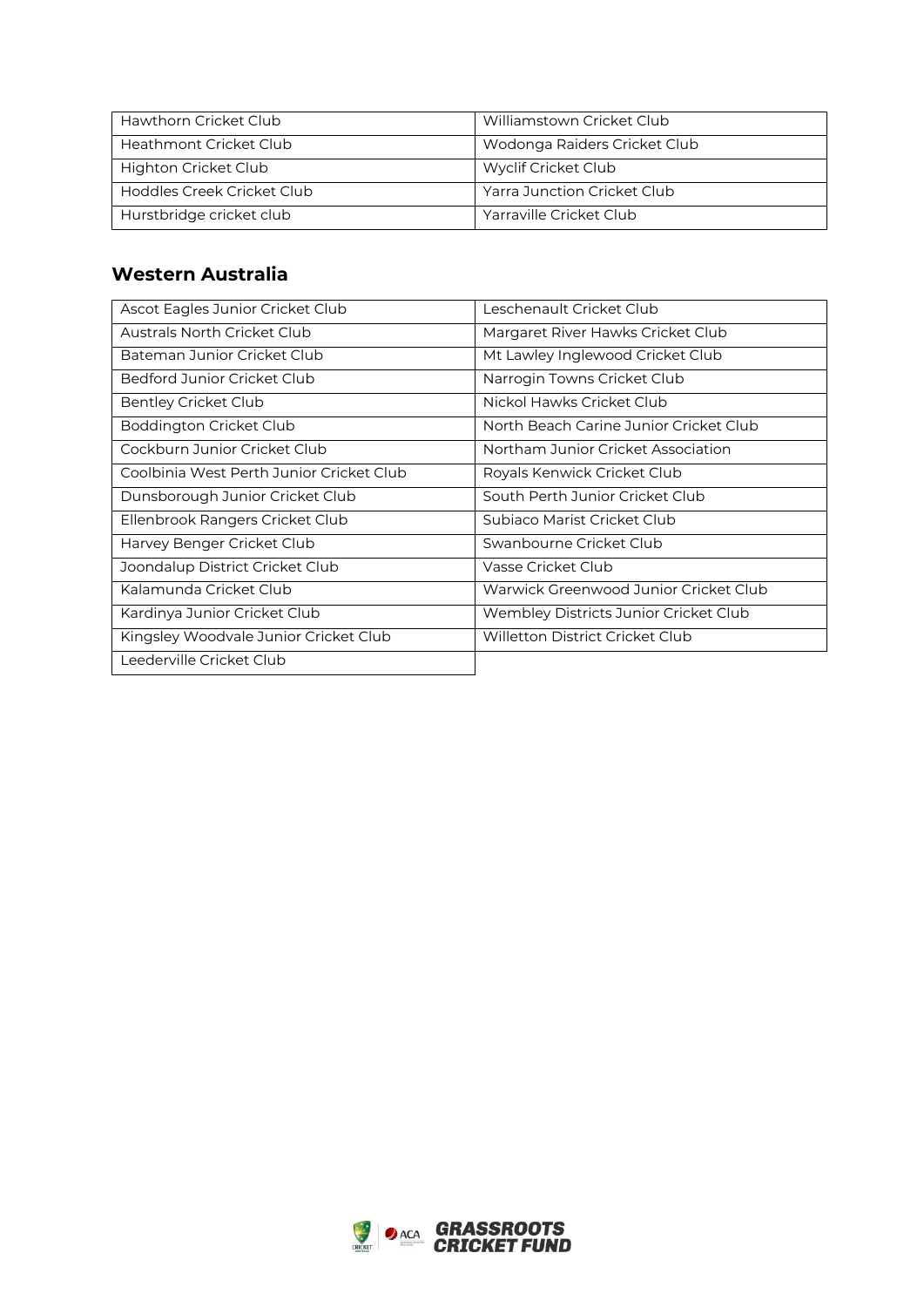| Hawthorn Cricket Club | Williamstown Cricket Club |
| --- | --- |
| Heathmont Cricket Club | Wodonga Raiders Cricket Club |
| Highton Cricket Club | Wyclif Cricket Club |
| Hoddles Creek Cricket Club | Yarra Junction Cricket Club |
| Hurstbridge cricket club | Yarraville Cricket Club |

## Western Australia

| Ascot Eagles Junior Cricket Club | Leschenault Cricket Club |
| --- | --- |
| Australs North Cricket Club | Margaret River Hawks Cricket Club |
| Bateman Junior Cricket Club | Mt Lawley Inglewood Cricket Club |
| Bedford Junior Cricket Club | Narrogin Towns Cricket Club |
| Bentley Cricket Club | Nickol Hawks Cricket Club |
| Boddington Cricket Club | North Beach Carine Junior Cricket Club |
| Cockburn Junior Cricket Club | Northam Junior Cricket Association |
| Coolbinia West Perth Junior Cricket Club | Royals Kenwick Cricket Club |
| Dunsborough Junior Cricket Club | South Perth Junior Cricket Club |
| Ellenbrook Rangers Cricket Club | Subiaco Marist Cricket Club |
| Harvey Benger Cricket Club | Swanbourne Cricket Club |
| Joondalup District Cricket Club | Vasse Cricket Club |
| Kalamunda Cricket Club | Warwick Greenwood Junior Cricket Club |
| Kardinya Junior Cricket Club | Wembley Districts Junior Cricket Club |
| Kingsley Woodvale Junior Cricket Club | Willetton District Cricket Club |
| Leederville Cricket Club | |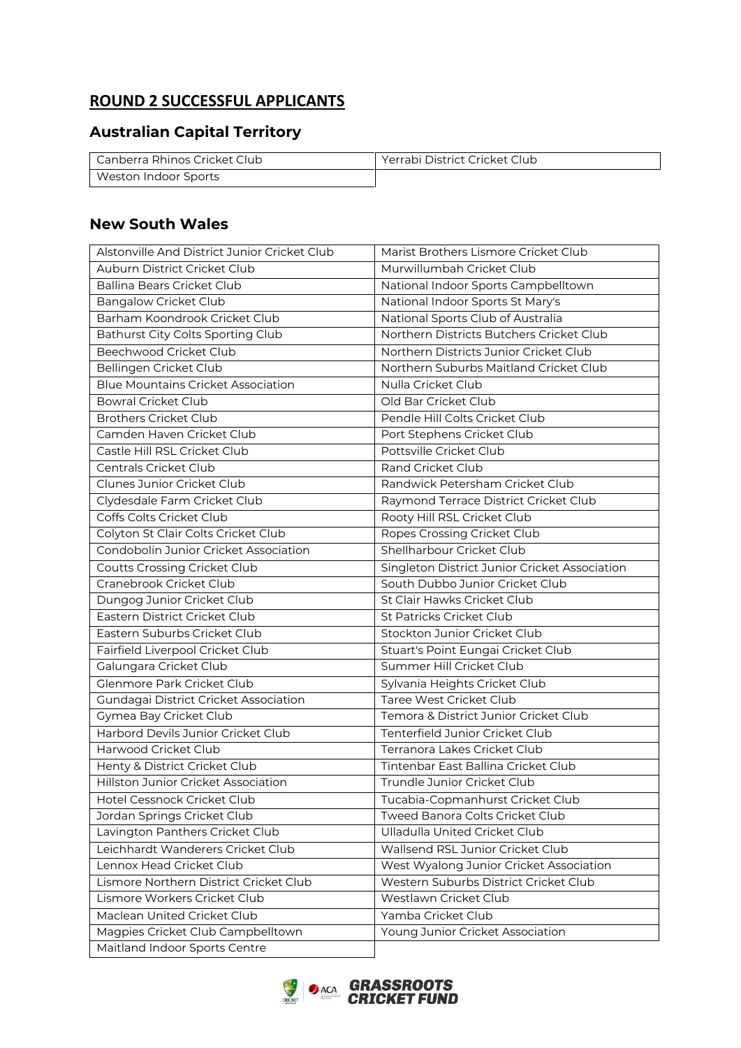## ROUND 2 SUCCESSFUL APPLICANTS

### Australian Capital Territory

| | |
|---|---|
| Canberra Rhinos Cricket Club | Yerrabi District Cricket Club |
| Weston Indoor Sports | |

### New South Wales

| | |
|---|---|
| Alstonville And District Junior Cricket Club | Marist Brothers Lismore Cricket Club |
| Auburn District Cricket Club | Murwillumbah Cricket Club |
| Ballina Bears Cricket Club | National Indoor Sports Campbelltown |
| Bangalow Cricket Club | National Indoor Sports St Mary's |
| Barham Koondrook Cricket Club | National Sports Club of Australia |
| Bathurst City Colts Sporting Club | Northern Districts Butchers Cricket Club |
| Beechwood Cricket Club | Northern Districts Junior Cricket Club |
| Bellingen Cricket Club | Northern Suburbs Maitland Cricket Club |
| Blue Mountains Cricket Association | Nulla Cricket Club |
| Bowral Cricket Club | Old Bar Cricket Club |
| Brothers Cricket Club | Pendle Hill Colts Cricket Club |
| Camden Haven Cricket Club | Port Stephens Cricket Club |
| Castle Hill RSL Cricket Club | Pottsville Cricket Club |
| Centrals Cricket Club | Rand Cricket Club |
| Clunes Junior Cricket Club | Randwick Petersham Cricket Club |
| Clydesdale Farm Cricket Club | Raymond Terrace District Cricket Club |
| Coffs Colts Cricket Club | Rooty Hill RSL Cricket Club |
| Colyton St Clair Colts Cricket Club | Ropes Crossing Cricket Club |
| Condobolin Junior Cricket Association | Shellharbour Cricket Club |
| Coutts Crossing Cricket Club | Singleton District Junior Cricket Association |
| Cranebrook Cricket Club | South Dubbo Junior Cricket Club |
| Dungog Junior Cricket Club | St Clair Hawks Cricket Club |
| Eastern District Cricket Club | St Patricks Cricket Club |
| Eastern Suburbs Cricket Club | Stockton Junior Cricket Club |
| Fairfield Liverpool Cricket Club | Stuart's Point Eungai Cricket Club |
| Galungara Cricket Club | Summer Hill Cricket Club |
| Glenmore Park Cricket Club | Sylvania Heights Cricket Club |
| Gundagai District Cricket Association | Taree West Cricket Club |
| Gymea Bay Cricket Club | Temora & District Junior Cricket Club |
| Harbord Devils Junior Cricket Club | Tenterfield Junior Cricket Club |
| Harwood Cricket Club | Terranora Lakes Cricket Club |
| Henty & District Cricket Club | Tintenbar East Ballina Cricket Club |
| Hillston Junior Cricket Association | Trundle Junior Cricket Club |
| Hotel Cessnock Cricket Club | Tucabia-Copmanhurst Cricket Club |
| Jordan Springs Cricket Club | Tweed Banora Colts Cricket Club |
| Lavington Panthers Cricket Club | Ulladulla United Cricket Club |
| Leichhardt Wanderers Cricket Club | Wallsend RSL Junior Cricket Club |
| Lennox Head Cricket Club | West Wyalong Junior Cricket Association |
| Lismore Northern District Cricket Club | Western Suburbs District Cricket Club |
| Lismore Workers Cricket Club | Westlawn Cricket Club |
| Maclean United Cricket Club | Yamba Cricket Club |
| Magpies Cricket Club Campbelltown | Young Junior Cricket Association |
| Maitland Indoor Sports Centre | |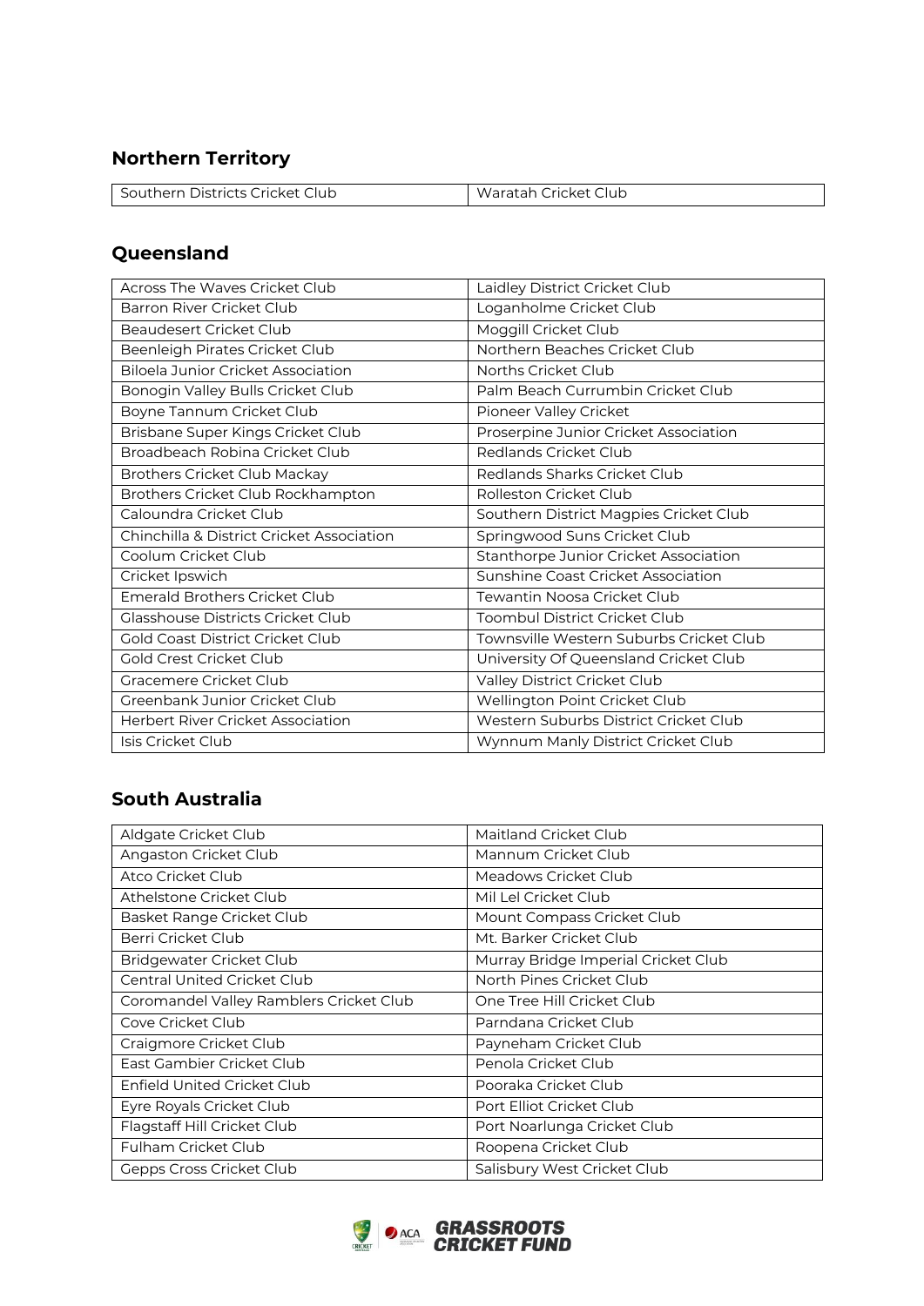## Northern Territory

| Southern Districts Cricket Club | Waratah Cricket Club |
|---|---|

## Queensland

| Across The Waves Cricket Club | Laidley District Cricket Club |
|---|---|
| Barron River Cricket Club | Loganholme Cricket Club |
| Beaudesert Cricket Club | Moggill Cricket Club |
| Beenleigh Pirates Cricket Club | Northern Beaches Cricket Club |
| Biloela Junior Cricket Association | Norths Cricket Club |
| Bonogin Valley Bulls Cricket Club | Palm Beach Currumbin Cricket Club |
| Boyne Tannum Cricket Club | Pioneer Valley Cricket |
| Brisbane Super Kings Cricket Club | Proserpine Junior Cricket Association |
| Broadbeach Robina Cricket Club | Redlands Cricket Club |
| Brothers Cricket Club Mackay | Redlands Sharks Cricket Club |
| Brothers Cricket Club Rockhampton | Rolleston Cricket Club |
| Caloundra Cricket Club | Southern District Magpies Cricket Club |
| Chinchilla & District Cricket Association | Springwood Suns Cricket Club |
| Coolum Cricket Club | Stanthorpe Junior Cricket Association |
| Cricket Ipswich | Sunshine Coast Cricket Association |
| Emerald Brothers Cricket Club | Tewantin Noosa Cricket Club |
| Glasshouse Districts Cricket Club | Toombul District Cricket Club |
| Gold Coast District Cricket Club | Townsville Western Suburbs Cricket Club |
| Gold Crest Cricket Club | University Of Queensland Cricket Club |
| Gracemere Cricket Club | Valley District Cricket Club |
| Greenbank Junior Cricket Club | Wellington Point Cricket Club |
| Herbert River Cricket Association | Western Suburbs District Cricket Club |
| Isis Cricket Club | Wynnum Manly District Cricket Club |

## South Australia

| Aldgate Cricket Club | Maitland Cricket Club |
|---|---|
| Angaston Cricket Club | Mannum Cricket Club |
| Atco Cricket Club | Meadows Cricket Club |
| Athelstone Cricket Club | Mil Lel Cricket Club |
| Basket Range Cricket Club | Mount Compass Cricket Club |
| Berri Cricket Club | Mt. Barker Cricket Club |
| Bridgewater Cricket Club | Murray Bridge Imperial Cricket Club |
| Central United Cricket Club | North Pines Cricket Club |
| Coromandel Valley Ramblers Cricket Club | One Tree Hill Cricket Club |
| Cove Cricket Club | Parndana Cricket Club |
| Craigmore Cricket Club | Payneham Cricket Club |
| East Gambier Cricket Club | Penola Cricket Club |
| Enfield United Cricket Club | Pooraka Cricket Club |
| Eyre Royals Cricket Club | Port Elliot Cricket Club |
| Flagstaff Hill Cricket Club | Port Noarlunga Cricket Club |
| Fulham Cricket Club | Roopena Cricket Club |
| Gepps Cross Cricket Club | Salisbury West Cricket Club |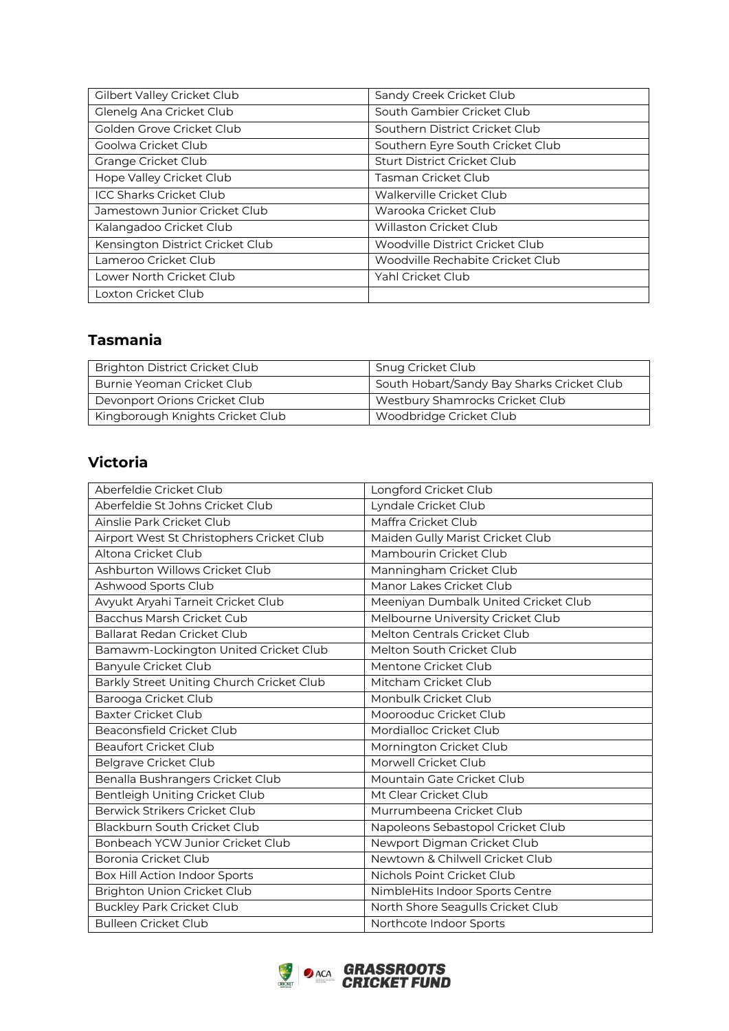| Gilbert Valley Cricket Club | Sandy Creek Cricket Club |
|---|---|
| Glenelg Ana Cricket Club | South Gambier Cricket Club |
| Golden Grove Cricket Club | Southern District Cricket Club |
| Goolwa Cricket Club | Southern Eyre South Cricket Club |
| Grange Cricket Club | Sturt District Cricket Club |
| Hope Valley Cricket Club | Tasman Cricket Club |
| ICC Sharks Cricket Club | Walkerville Cricket Club |
| Jamestown Junior Cricket Club | Warooka Cricket Club |
| Kalangadoo Cricket Club | Willaston Cricket Club |
| Kensington District Cricket Club | Woodville District Cricket Club |
| Lameroo Cricket Club | Woodville Rechabite Cricket Club |
| Lower North Cricket Club | Yahl Cricket Club |
| Loxton Cricket Club | |

## Tasmania

| Brighton District Cricket Club | Snug Cricket Club |
|---|---|
| Burnie Yeoman Cricket Club | South Hobart/Sandy Bay Sharks Cricket Club |
| Devonport Orions Cricket Club | Westbury Shamrocks Cricket Club |
| Kingborough Knights Cricket Club | Woodbridge Cricket Club |

## Victoria

| Aberfeldie Cricket Club | Longford Cricket Club |
|---|---|
| Aberfeldie St Johns Cricket Club | Lyndale Cricket Club |
| Ainslie Park Cricket Club | Maffra Cricket Club |
| Airport West St Christophers Cricket Club | Maiden Gully Marist Cricket Club |
| Altona Cricket Club | Mambourin Cricket Club |
| Ashburton Willows Cricket Club | Manningham Cricket Club |
| Ashwood Sports Club | Manor Lakes Cricket Club |
| Avyukt Aryahi Tarneit Cricket Club | Meeniyan Dumbalk United Cricket Club |
| Bacchus Marsh Cricket Cub | Melbourne University Cricket Club |
| Ballarat Redan Cricket Club | Melton Centrals Cricket Club |
| Bamawm-Lockington United Cricket Club | Melton South Cricket Club |
| Banyule Cricket Club | Mentone Cricket Club |
| Barkly Street Uniting Church Cricket Club | Mitcham Cricket Club |
| Barooga Cricket Club | Monbulk Cricket Club |
| Baxter Cricket Club | Moorooduc Cricket Club |
| Beaconsfield Cricket Club | Mordialloc Cricket Club |
| Beaufort Cricket Club | Mornington Cricket Club |
| Belgrave Cricket Club | Morwell Cricket Club |
| Benalla Bushrangers Cricket Club | Mountain Gate Cricket Club |
| Bentleigh Uniting Cricket Club | Mt Clear Cricket Club |
| Berwick Strikers Cricket Club | Murrumbeena Cricket Club |
| Blackburn South Cricket Club | Napoleons Sebastopol Cricket Club |
| Bonbeach YCW Junior Cricket Club | Newport Digman Cricket Club |
| Boronia Cricket Club | Newtown & Chilwell Cricket Club |
| Box Hill Action Indoor Sports | Nichols Point Cricket Club |
| Brighton Union Cricket Club | NimbleHits Indoor Sports Centre |
| Buckley Park Cricket Club | North Shore Seagulls Cricket Club |
| Bulleen Cricket Club | Northcote Indoor Sports |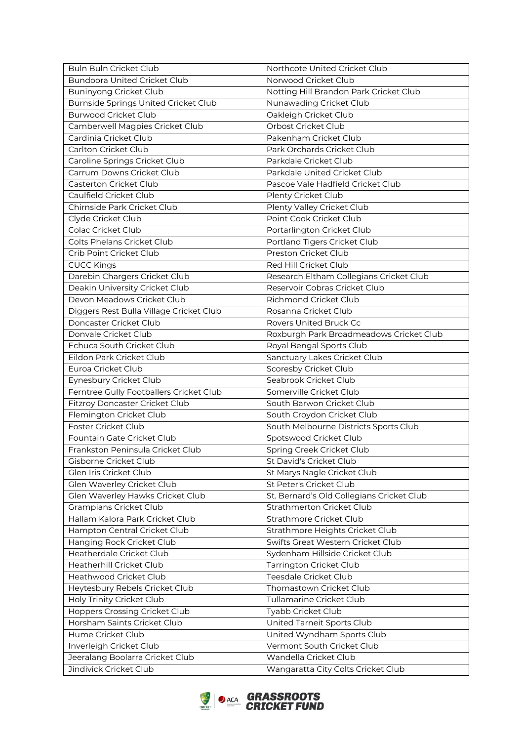| Buln Buln Cricket Club | Northcote United Cricket Club |
|---|---|
| Bundoora United Cricket Club | Norwood Cricket Club |
| Buninyong Cricket Club | Notting Hill Brandon Park Cricket Club |
| Burnside Springs United Cricket Club | Nunawading Cricket Club |
| Burwood Cricket Club | Oakleigh Cricket Club |
| Camberwell Magpies Cricket Club | Orbost Cricket Club |
| Cardinia Cricket Club | Pakenham Cricket Club |
| Carlton Cricket Club | Park Orchards Cricket Club |
| Caroline Springs Cricket Club | Parkdale Cricket Club |
| Carrum Downs Cricket Club | Parkdale United Cricket Club |
| Casterton Cricket Club | Pascoe Vale Hadfield Cricket Club |
| Caulfield Cricket Club | Plenty Cricket Club |
| Chirnside Park Cricket Club | Plenty Valley Cricket Club |
| Clyde Cricket Club | Point Cook Cricket Club |
| Colac Cricket Club | Portarlington Cricket Club |
| Colts Phelans Cricket Club | Portland Tigers Cricket Club |
| Crib Point Cricket Club | Preston Cricket Club |
| CUCC Kings | Red Hill Cricket Club |
| Darebin Chargers Cricket Club | Research Eltham Collegians Cricket Club |
| Deakin University Cricket Club | Reservoir Cobras Cricket Club |
| Devon Meadows Cricket Club | Richmond Cricket Club |
| Diggers Rest Bulla Village Cricket Club | Rosanna Cricket Club |
| Doncaster Cricket Club | Rovers United Bruck Cc |
| Donvale Cricket Club | Roxburgh Park Broadmeadows Cricket Club |
| Echuca South Cricket Club | Royal Bengal Sports Club |
| Eildon Park Cricket Club | Sanctuary Lakes Cricket Club |
| Euroa Cricket Club | Scoresby Cricket Club |
| Eynesbury Cricket Club | Seabrook Cricket Club |
| Ferntree Gully Footballers Cricket Club | Somerville Cricket Club |
| Fitzroy Doncaster Cricket Club | South Barwon Cricket Club |
| Flemington Cricket Club | South Croydon Cricket Club |
| Foster Cricket Club | South Melbourne Districts Sports Club |
| Fountain Gate Cricket Club | Spotswood Cricket Club |
| Frankston Peninsula Cricket Club | Spring Creek Cricket Club |
| Gisborne Cricket Club | St David's Cricket Club |
| Glen Iris Cricket Club | St Marys Nagle Cricket Club |
| Glen Waverley Cricket Club | St Peter's Cricket Club |
| Glen Waverley Hawks Cricket Club | St. Bernard's Old Collegians Cricket Club |
| Grampians Cricket Club | Strathmerton Cricket Club |
| Hallam Kalora Park Cricket Club | Strathmore Cricket Club |
| Hampton Central Cricket Club | Strathmore Heights Cricket Club |
| Hanging Rock Cricket Club | Swifts Great Western Cricket Club |
| Heatherdale Cricket Club | Sydenham Hillside Cricket Club |
| Heatherhill Cricket Club | Tarrington Cricket Club |
| Heathwood Cricket Club | Teesdale Cricket Club |
| Heytesbury Rebels Cricket Club | Thomastown Cricket Club |
| Holy Trinity Cricket Club | Tullamarine Cricket Club |
| Hoppers Crossing Cricket Club | Tyabb Cricket Club |
| Horsham Saints Cricket Club | United Tarneit Sports Club |
| Hume Cricket Club | United Wyndham Sports Club |
| Inverleigh Cricket Club | Vermont South Cricket Club |
| Jeeralang Boolarra Cricket Club | Wandella Cricket Club |
| Jindivick Cricket Club | Wangaratta City Colts Cricket Club |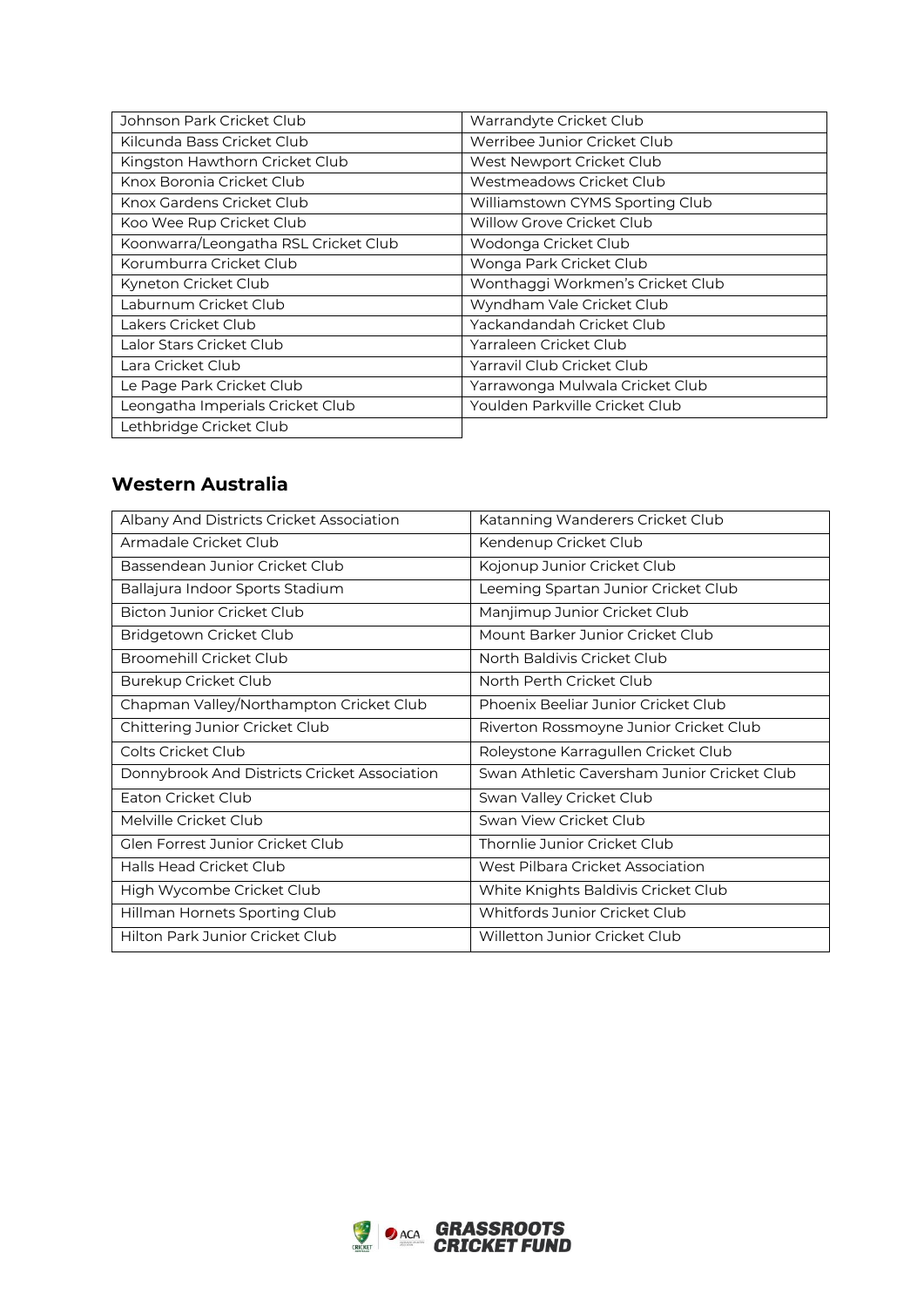| | |
|---|---|
| Johnson Park Cricket Club | Warrandyte Cricket Club |
| Kilcunda Bass Cricket Club | Werribee Junior Cricket Club |
| Kingston Hawthorn Cricket Club | West Newport Cricket Club |
| Knox Boronia Cricket Club | Westmeadows Cricket Club |
| Knox Gardens Cricket Club | Williamstown CYMS Sporting Club |
| Koo Wee Rup Cricket Club | Willow Grove Cricket Club |
| Koonwarra/Leongatha RSL Cricket Club | Wodonga Cricket Club |
| Korumburra Cricket Club | Wonga Park Cricket Club |
| Kyneton Cricket Club | Wonthaggi Workmen's Cricket Club |
| Laburnum Cricket Club | Wyndham Vale Cricket Club |
| Lakers Cricket Club | Yackandandah Cricket Club |
| Lalor Stars Cricket Club | Yarraleen Cricket Club |
| Lara Cricket Club | Yarravil Club Cricket Club |
| Le Page Park Cricket Club | Yarrawonga Mulwala Cricket Club |
| Leongatha Imperials Cricket Club | Youlden Parkville Cricket Club |
| Lethbridge Cricket Club | |

## Western Australia

| | |
|---|---|
| Albany And Districts Cricket Association | Katanning Wanderers Cricket Club |
| Armadale Cricket Club | Kendenup Cricket Club |
| Bassendean Junior Cricket Club | Kojonup Junior Cricket Club |
| Ballajura Indoor Sports Stadium | Leeming Spartan Junior Cricket Club |
| Bicton Junior Cricket Club | Manjimup Junior Cricket Club |
| Bridgetown Cricket Club | Mount Barker Junior Cricket Club |
| Broomehill Cricket Club | North Baldivis Cricket Club |
| Burekup Cricket Club | North Perth Cricket Club |
| Chapman Valley/Northampton Cricket Club | Phoenix Beeliar Junior Cricket Club |
| Chittering Junior Cricket Club | Riverton Rossmoyne Junior Cricket Club |
| Colts Cricket Club | Roleystone Karragullen Cricket Club |
| Donnybrook And Districts Cricket Association | Swan Athletic Caversham Junior Cricket Club |
| Eaton Cricket Club | Swan Valley Cricket Club |
| Melville Cricket Club | Swan View Cricket Club |
| Glen Forrest Junior Cricket Club | Thornlie Junior Cricket Club |
| Halls Head Cricket Club | West Pilbara Cricket Association |
| High Wycombe Cricket Club | White Knights Baldivis Cricket Club |
| Hillman Hornets Sporting Club | Whitfords Junior Cricket Club |
| Hilton Park Junior Cricket Club | Willetton Junior Cricket Club |